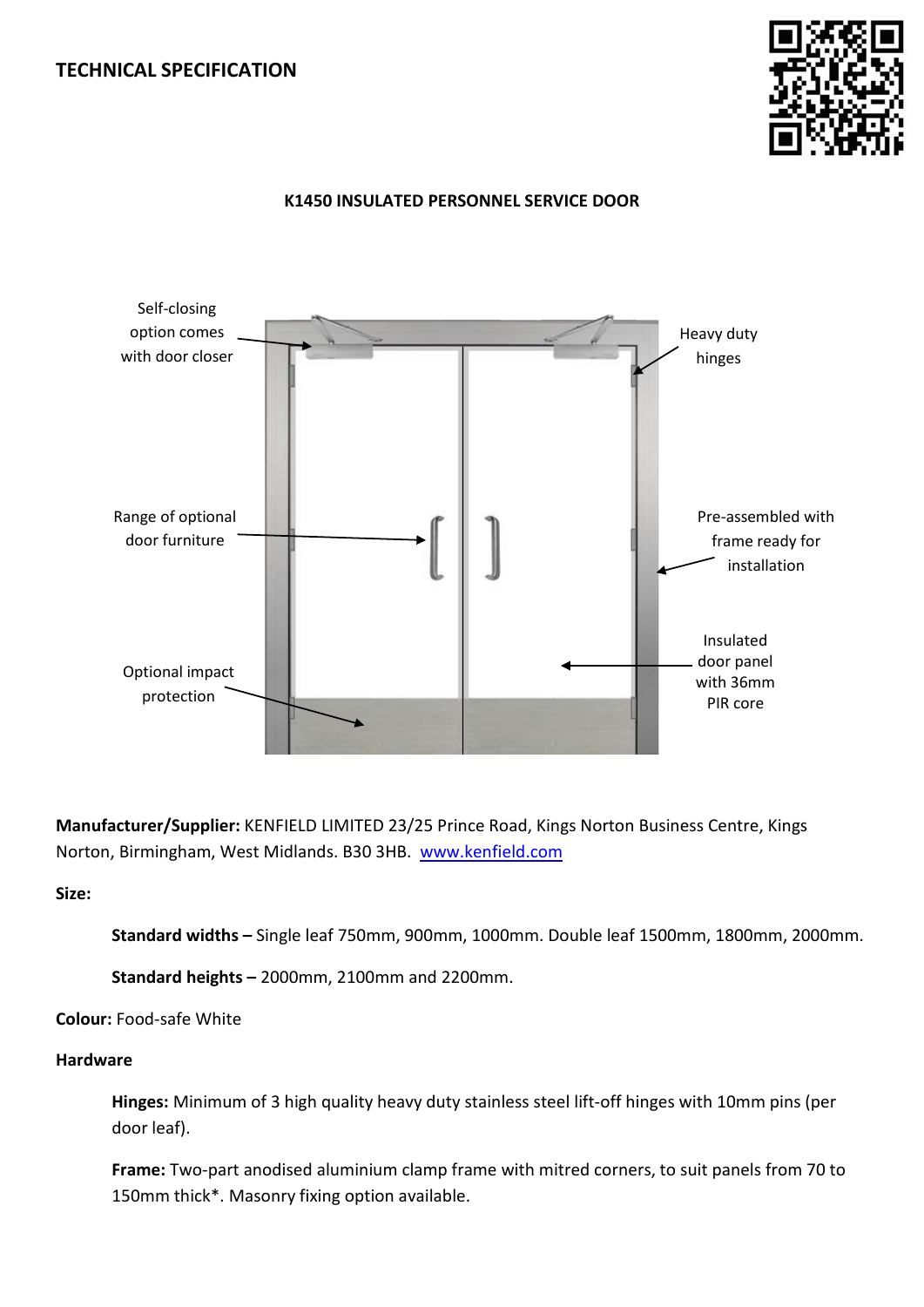# TECHNICAL SPECIFICATION

## K1450 INSULATED PERSONNEL SERVICE DOOR

Self-closing option comes with door closer

Heavy duty hinges

Range of optional door furniture

Pre-assembled with frame ready for installation

Optional impact protection

Insulated door panel with 36mm PIR core

**Manufacturer/Supplier:** KENFIELD LIMITED 23/25 Prince Road, Kings Norton Business Centre, Kings Norton, Birmingham, West Midlands. B30 3HB. [www.kenfield.com](http://www.kenfield.com)

**Size:**

**Standard widths –** Single leaf 750mm, 900mm, 1000mm. Double leaf 1500mm, 1800mm, 2000mm.

**Standard heights –** 2000mm, 2100mm and 2200mm.

**Colour:** Food-safe White

**Hardware**

**Hinges:** Minimum of 3 high quality heavy duty stainless steel lift-off hinges with 10mm pins (per door leaf).

**Frame:** Two-part anodised aluminium clamp frame with mitred corners, to suit panels from 70 to 150mm thick*. Masonry fixing option available.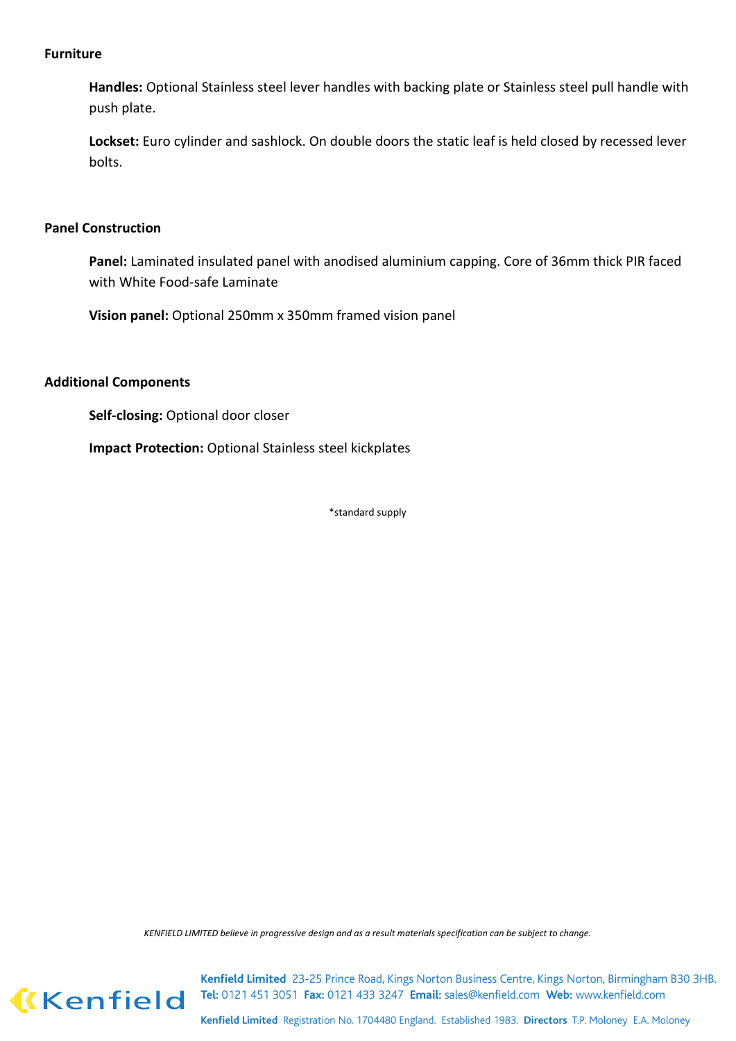## Furniture

**Handles:** Optional Stainless steel lever handles with backing plate or Stainless steel pull handle with push plate.

**Lockset:** Euro cylinder and sashlock. On double doors the static leaf is held closed by recessed lever bolts.

## Panel Construction

**Panel:** Laminated insulated panel with anodised aluminium capping. Core of 36mm thick PIR faced with White Food-safe Laminate

**Vision panel:** Optional 250mm x 350mm framed vision panel

## Additional Components

**Self-closing:** Optional door closer

**Impact Protection:** Optional Stainless steel kickplates

*standard supply

*KENFIELD LIMITED believe in progressive design and as a result materials specification can be subject to change.*

**Kenfield Limited** 23-25 Prince Road, Kings Norton Business Centre, Kings Norton, Birmingham B30 3HB.
**Tel:** 0121 451 3051 **Fax:** 0121 433 3247 **Email:** sales@kenfield.com **Web:** www.kenfield.com

**Kenfield Limited** Registration No. 1704480 England. Established 1983. **Directors** T.P. Moloney E.A. Moloney